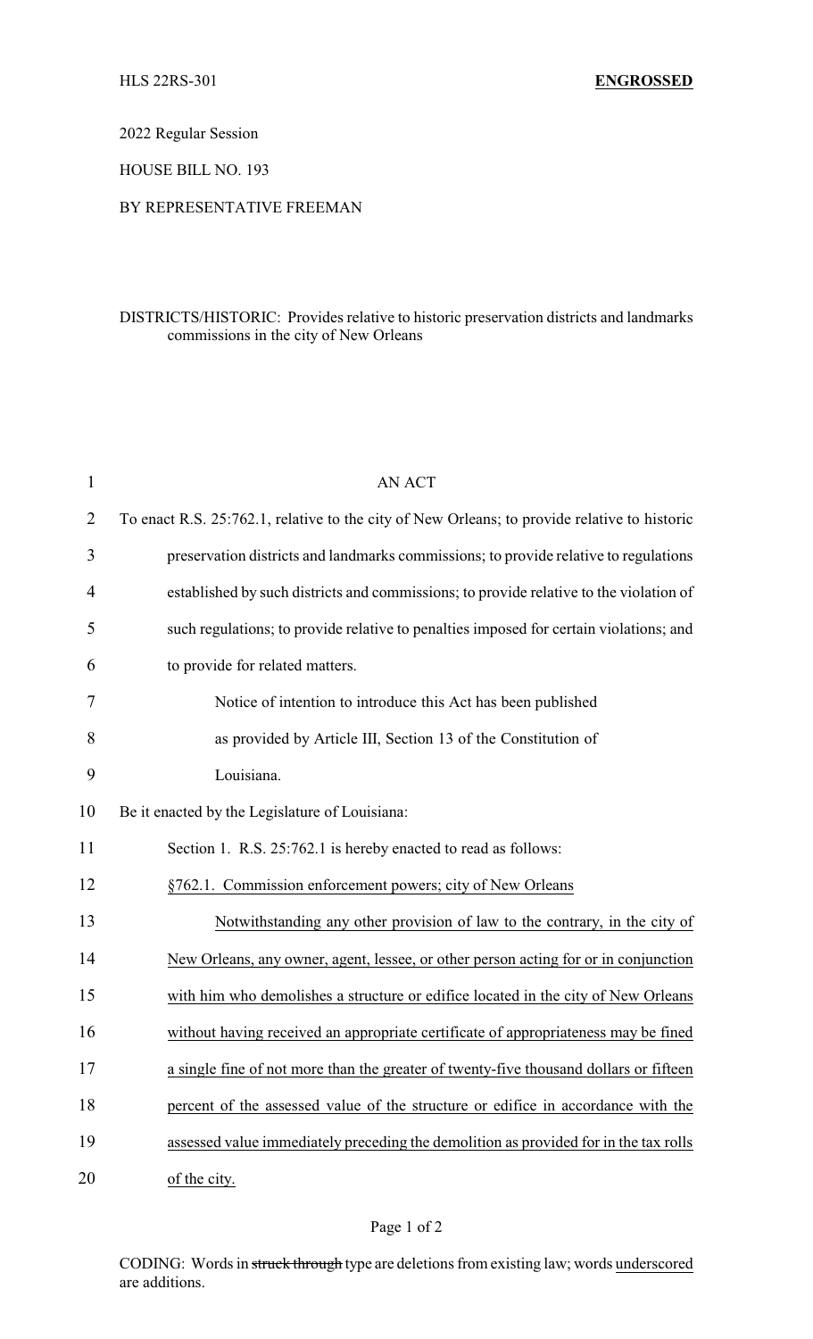HLS 22RS-301 **ENGROSSED**

2022 Regular Session

HOUSE BILL NO. 193

BY REPRESENTATIVE FREEMAN

DISTRICTS/HISTORIC: Provides relative to historic preservation districts and landmarks commissions in the city of New Orleans

AN ACT

To enact R.S. 25:762.1, relative to the city of New Orleans; to provide relative to historic preservation districts and landmarks commissions; to provide relative to regulations established by such districts and commissions; to provide relative to the violation of such regulations; to provide relative to penalties imposed for certain violations; and to provide for related matters.

Notice of intention to introduce this Act has been published as provided by Article III, Section 13 of the Constitution of Louisiana.

Be it enacted by the Legislature of Louisiana:

Section 1. R.S. 25:762.1 is hereby enacted to read as follows:

<u>§762.1. Commission enforcement powers; city of New Orleans</u>

<u>Notwithstanding any other provision of law to the contrary, in the city of New Orleans, any owner, agent, lessee, or other person acting for or in conjunction with him who demolishes a structure or edifice located in the city of New Orleans without having received an appropriate certificate of appropriateness may be fined a single fine of not more than the greater of twenty-five thousand dollars or fifteen percent of the assessed value of the structure or edifice in accordance with the assessed value immediately preceding the demolition as provided for in the tax rolls of the city.</u>

CODING: Words in ~~struck through~~ type are deletions from existing law; words <u>underscored</u> are additions.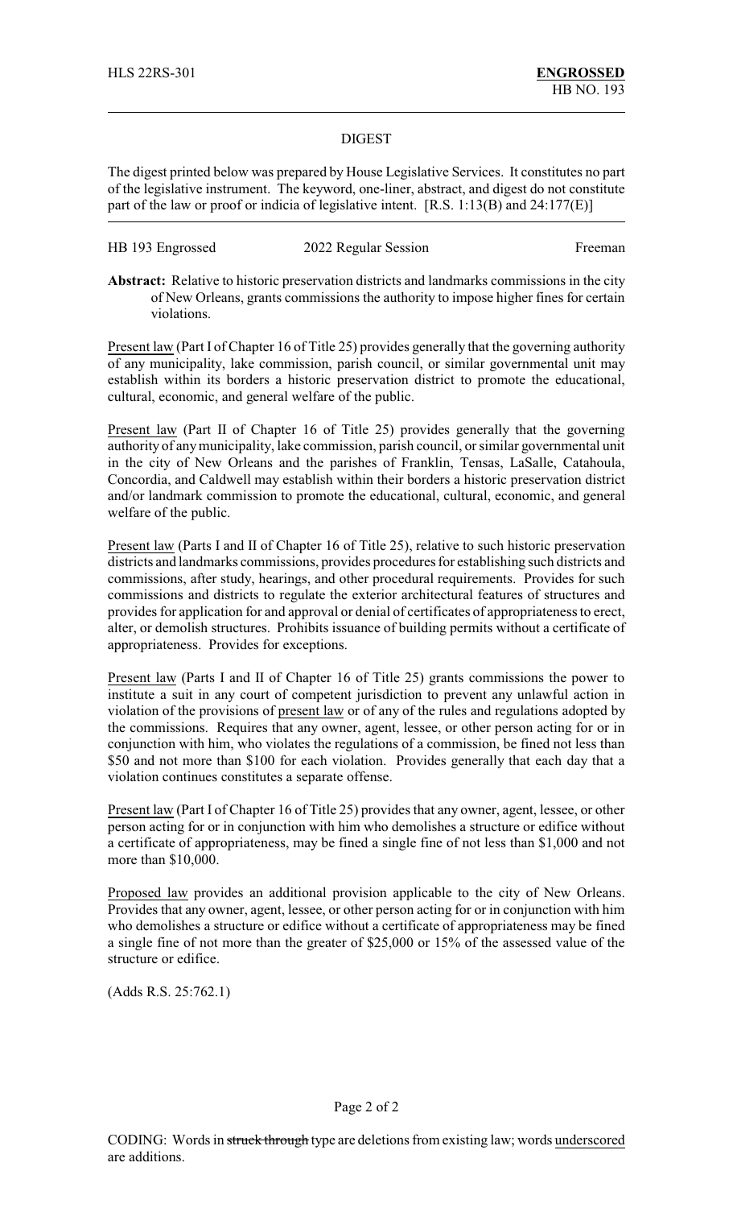HLS 22RS-301 **ENGROSSED**
HB NO. 193

## DIGEST

The digest printed below was prepared by House Legislative Services. It constitutes no part of the legislative instrument. The keyword, one-liner, abstract, and digest do not constitute part of the law or proof or indicia of legislative intent. [R.S. 1:13(B) and 24:177(E)]

HB 193 Engrossed 2022 Regular Session Freeman

**Abstract:** Relative to historic preservation districts and landmarks commissions in the city of New Orleans, grants commissions the authority to impose higher fines for certain violations.

Present law (Part I of Chapter 16 of Title 25) provides generally that the governing authority of any municipality, lake commission, parish council, or similar governmental unit may establish within its borders a historic preservation district to promote the educational, cultural, economic, and general welfare of the public.

Present law (Part II of Chapter 16 of Title 25) provides generally that the governing authority of any municipality, lake commission, parish council, or similar governmental unit in the city of New Orleans and the parishes of Franklin, Tensas, LaSalle, Catahoula, Concordia, and Caldwell may establish within their borders a historic preservation district and/or landmark commission to promote the educational, cultural, economic, and general welfare of the public.

Present law (Parts I and II of Chapter 16 of Title 25), relative to such historic preservation districts and landmarks commissions, provides procedures for establishing such districts and commissions, after study, hearings, and other procedural requirements. Provides for such commissions and districts to regulate the exterior architectural features of structures and provides for application for and approval or denial of certificates of appropriateness to erect, alter, or demolish structures. Prohibits issuance of building permits without a certificate of appropriateness. Provides for exceptions.

Present law (Parts I and II of Chapter 16 of Title 25) grants commissions the power to institute a suit in any court of competent jurisdiction to prevent any unlawful action in violation of the provisions of present law or of any of the rules and regulations adopted by the commissions. Requires that any owner, agent, lessee, or other person acting for or in conjunction with him, who violates the regulations of a commission, be fined not less than \$50 and not more than \$100 for each violation. Provides generally that each day that a violation continues constitutes a separate offense.

Present law (Part I of Chapter 16 of Title 25) provides that any owner, agent, lessee, or other person acting for or in conjunction with him who demolishes a structure or edifice without a certificate of appropriateness, may be fined a single fine of not less than \$1,000 and not more than \$10,000.

Proposed law provides an additional provision applicable to the city of New Orleans. Provides that any owner, agent, lessee, or other person acting for or in conjunction with him who demolishes a structure or edifice without a certificate of appropriateness may be fined a single fine of not more than the greater of \$25,000 or 15% of the assessed value of the structure or edifice.

(Adds R.S. 25:762.1)

CODING: Words in ~~struck through~~ type are deletions from existing law; words underscored are additions.